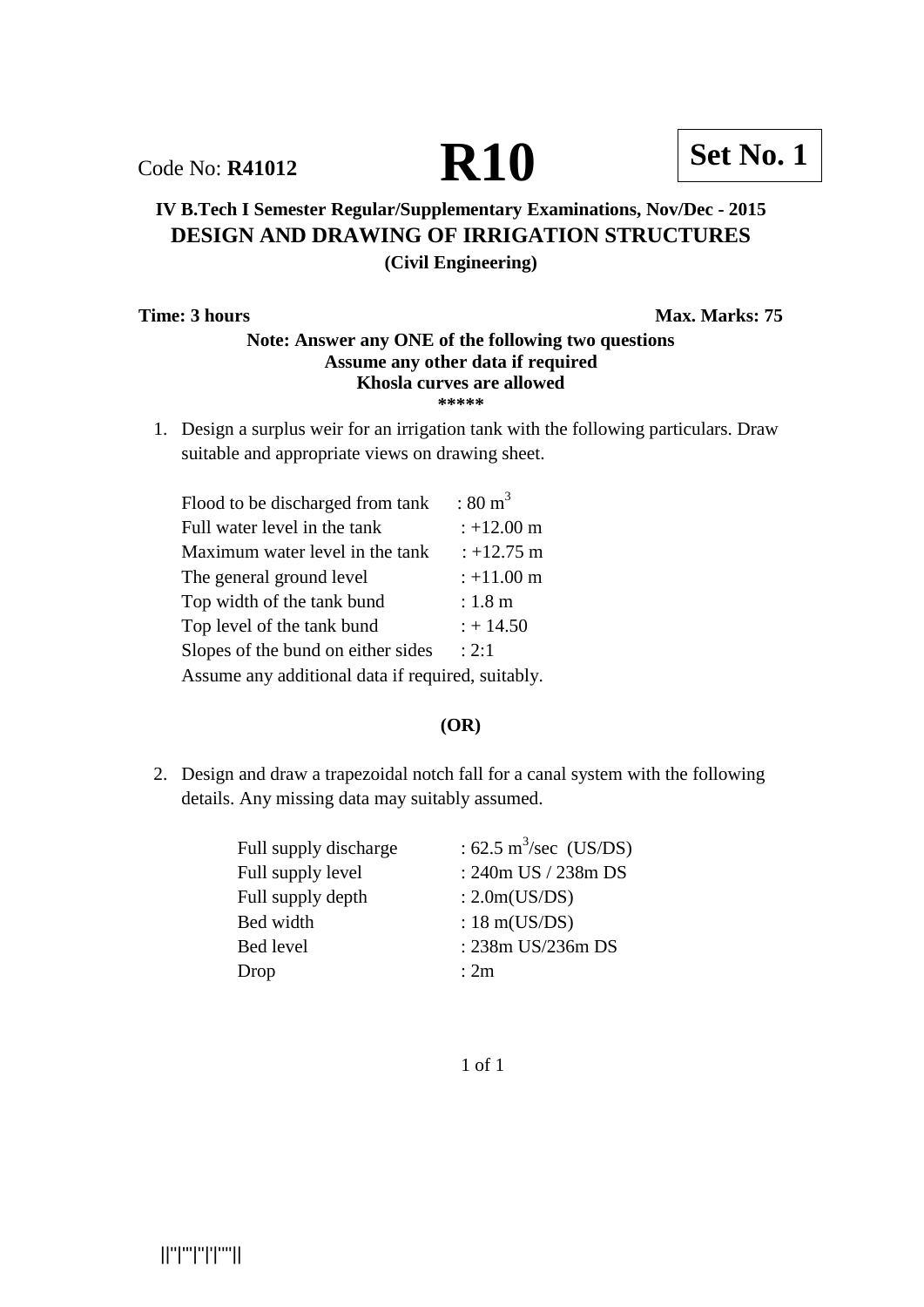Code No: **R41012**

# R10

**Set No. 1**

**IV B.Tech I Semester Regular/Supplementary Examinations, Nov/Dec - 2015**

**DESIGN AND DRAWING OF IRRIGATION STRUCTURES**

**(Civil Engineering)**

**Time: 3 hours** **Max. Marks: 75**

**Note: Answer any ONE of the following two questions**
**Assume any other data if required**
**Khosla curves are allowed**
**\*\*\*\*\***

1. Design a surplus weir for an irrigation tank with the following particulars. Draw suitable and appropriate views on drawing sheet.

| | |
|---|---|
| Flood to be discharged from tank | : 80 $m^3$ |
| Full water level in the tank | : +12.00 m |
| Maximum water level in the tank | : +12.75 m |
| The general ground level | : +11.00 m |
| Top width of the tank bund | : 1.8 m |
| Top level of the tank bund | : + 14.50 |
| Slopes of the bund on either sides | : 2:1 |

   Assume any additional data if required, suitably.

**(OR)**

2. Design and draw a trapezoidal notch fall for a canal system with the following details. Any missing data may suitably assumed.

| | |
|---|---|
| Full supply discharge | : 62.5 $m^3$/sec (US/DS) |
| Full supply level | : 240m US / 238m DS |
| Full supply depth | : 2.0m(US/DS) |
| Bed width | : 18 m(US/DS) |
| Bed level | : 238m US/236m DS |
| Drop | : 2m |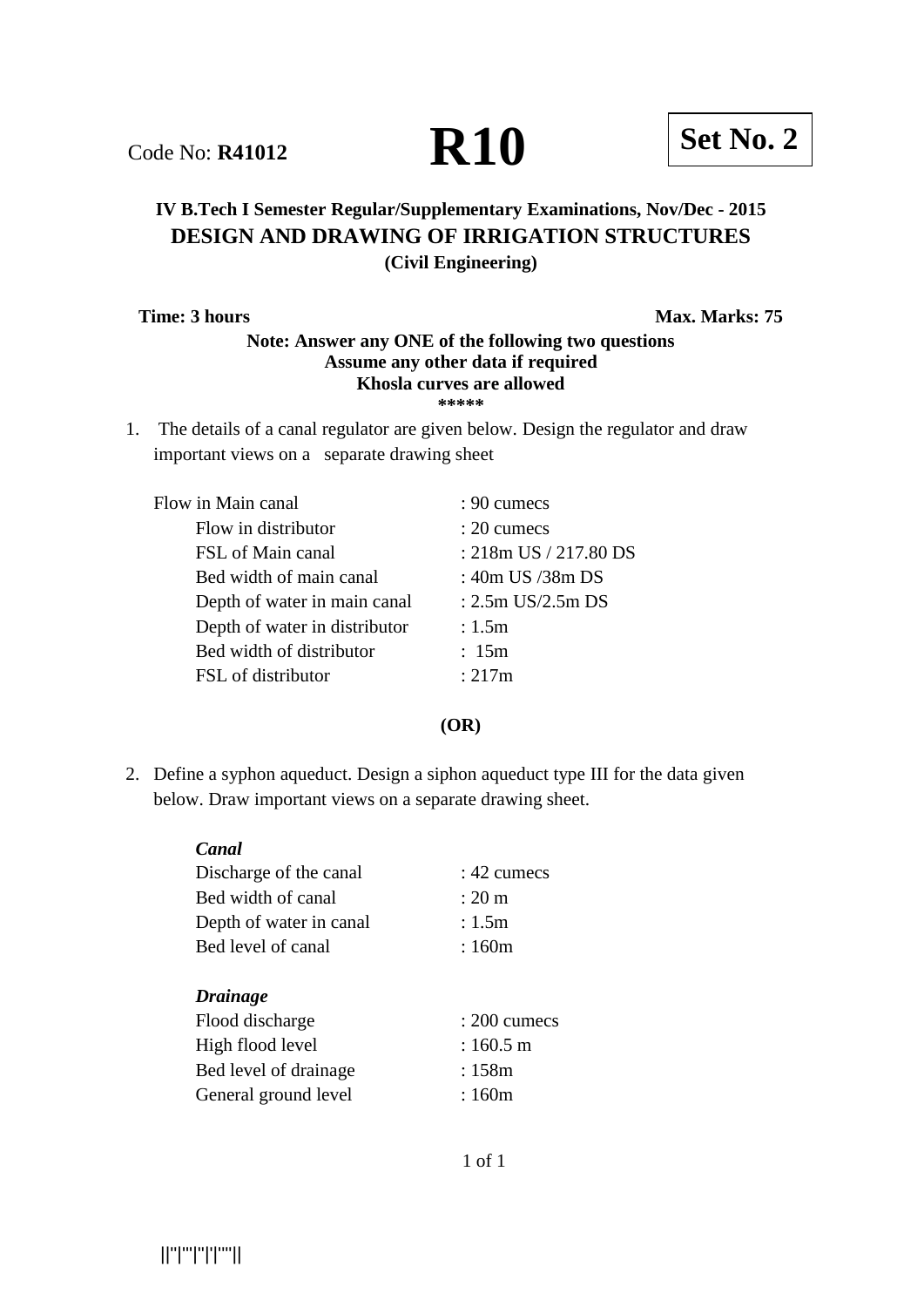Code No: **R41012** **R10** **Set No. 2**

**IV B.Tech I Semester Regular/Supplementary Examinations, Nov/Dec - 2015**
**DESIGN AND DRAWING OF IRRIGATION STRUCTURES**
**(Civil Engineering)**

**Time: 3 hours** **Max. Marks: 75**

**Note: Answer any ONE of the following two questions**
**Assume any other data if required**
**Khosla curves are allowed**
**\*\*\*\*\***

1. The details of a canal regulator are given below. Design the regulator and draw important views on a separate drawing sheet

| | |
|---|---|
| Flow in Main canal | : 90 cumecs |
| Flow in distributor | : 20 cumecs |
| FSL of Main canal | : 218m US / 217.80 DS |
| Bed width of main canal | : 40m US /38m DS |
| Depth of water in main canal | : 2.5m US/2.5m DS |
| Depth of water in distributor | : 1.5m |
| Bed width of distributor | : 15m |
| FSL of distributor | : 217m |

**(OR)**

2. Define a syphon aqueduct. Design a siphon aqueduct type III for the data given below. Draw important views on a separate drawing sheet.

***Canal***

| | |
|---|---|
| Discharge of the canal | : 42 cumecs |
| Bed width of canal | : 20 m |
| Depth of water in canal | : 1.5m |
| Bed level of canal | : 160m |

***Drainage***

| | |
|---|---|
| Flood discharge | : 200 cumecs |
| High flood level | : 160.5 m |
| Bed level of drainage | : 158m |
| General ground level | : 160m |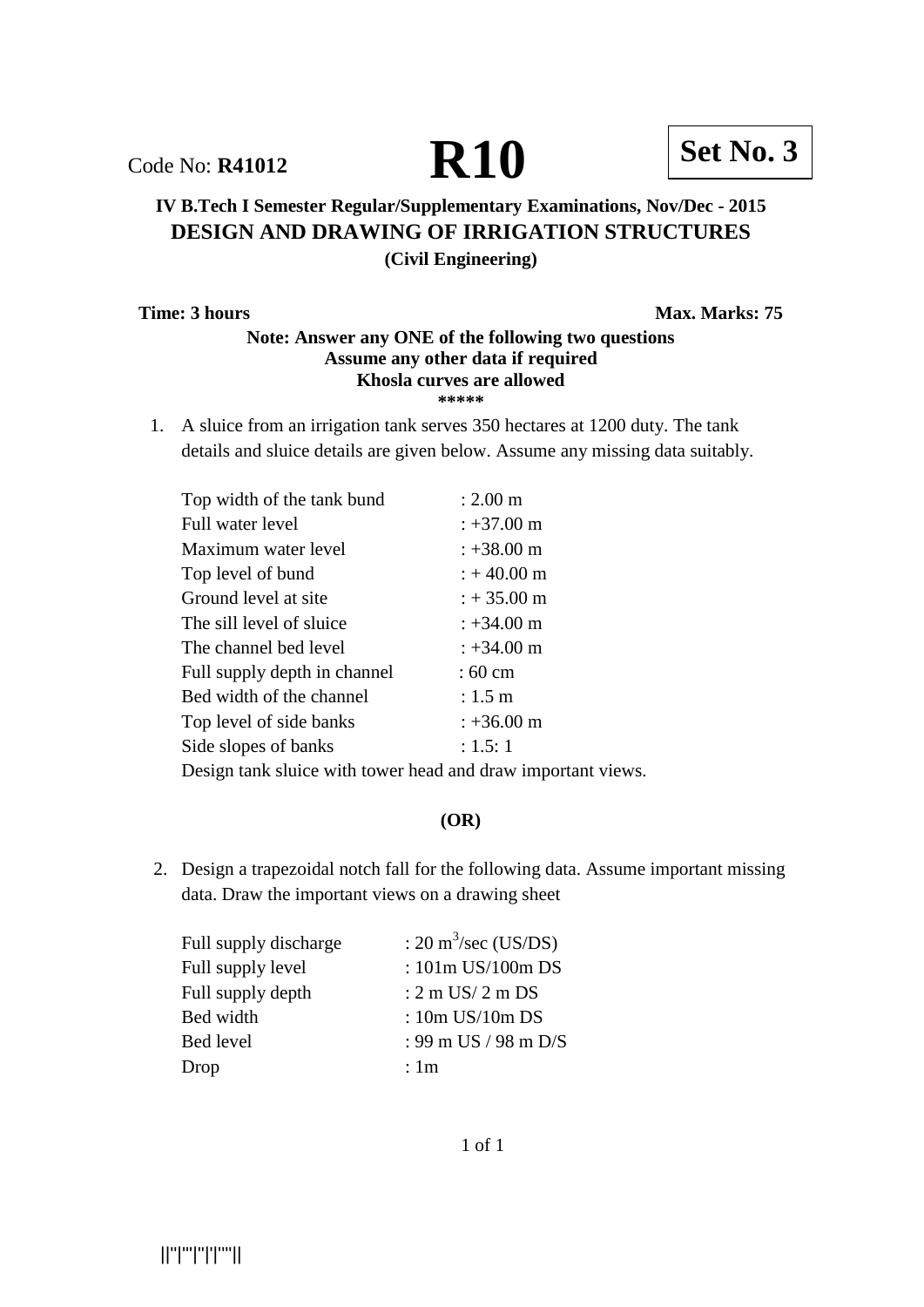Code No: **R41012** **R10** **Set No. 3**

**IV B.Tech I Semester Regular/Supplementary Examinations, Nov/Dec - 2015**

## DESIGN AND DRAWING OF IRRIGATION STRUCTURES

**(Civil Engineering)**

**Time: 3 hours** **Max. Marks: 75**

**Note: Answer any ONE of the following two questions**
**Assume any other data if required**
**Khosla curves are allowed**
**\*\*\*\*\***

1. A sluice from an irrigation tank serves 350 hectares at 1200 duty. The tank details and sluice details are given below. Assume any missing data suitably.

   | | |
   |---|---|
   | Top width of the tank bund | : 2.00 m |
   | Full water level | : +37.00 m |
   | Maximum water level | : +38.00 m |
   | Top level of bund | : + 40.00 m |
   | Ground level at site | : + 35.00 m |
   | The sill level of sluice | : +34.00 m |
   | The channel bed level | : +34.00 m |
   | Full supply depth in channel | : 60 cm |
   | Bed width of the channel | : 1.5 m |
   | Top level of side banks | : +36.00 m |
   | Side slopes of banks | : 1.5: 1 |

   Design tank sluice with tower head and draw important views.

**(OR)**

2. Design a trapezoidal notch fall for the following data. Assume important missing data. Draw the important views on a drawing sheet

   | | |
   |---|---|
   | Full supply discharge | : 20 $m^3$/sec (US/DS) |
   | Full supply level | : 101m US/100m DS |
   | Full supply depth | : 2 m US/ 2 m DS |
   | Bed width | : 10m US/10m DS |
   | Bed level | : 99 m US / 98 m D/S |
   | Drop | : 1m |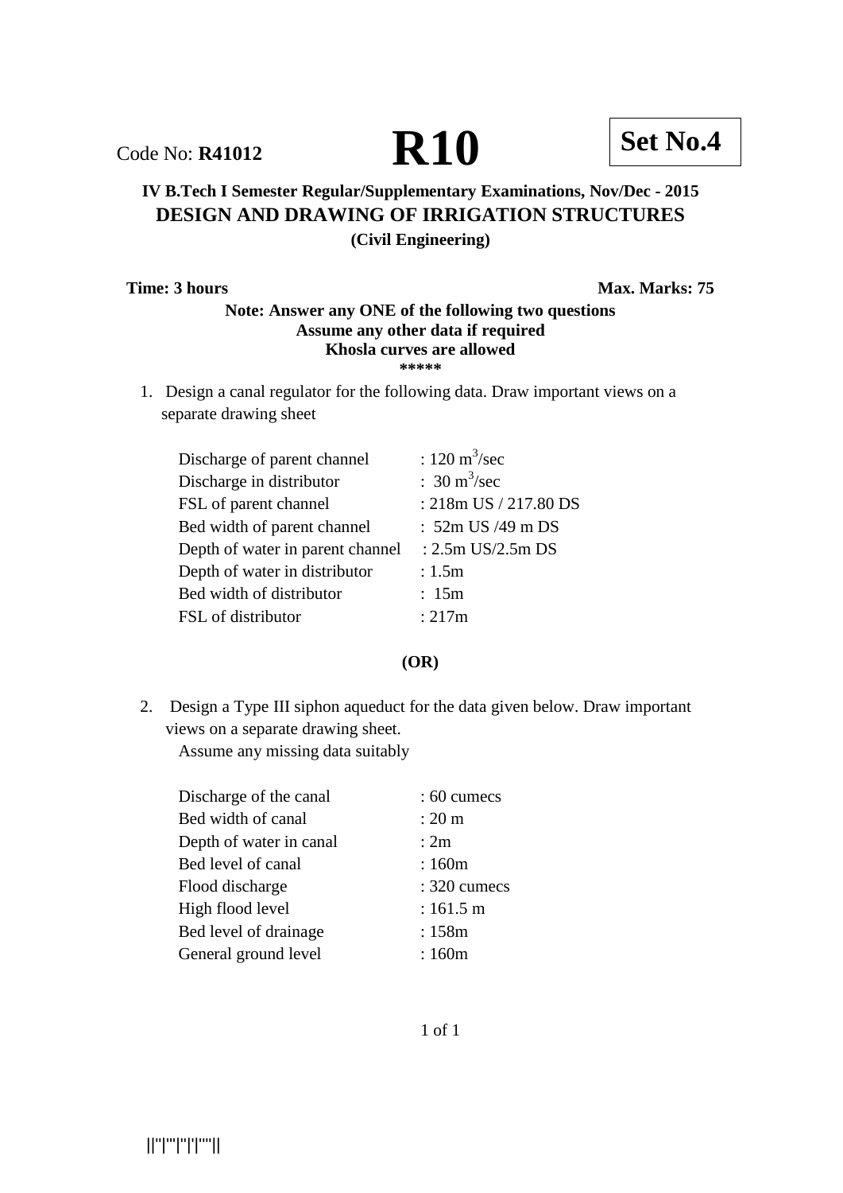Code No: **R41012** **R10** **Set No.4**

**IV B.Tech I Semester Regular/Supplementary Examinations, Nov/Dec - 2015**

## DESIGN AND DRAWING OF IRRIGATION STRUCTURES

**(Civil Engineering)**

**Time: 3 hours** **Max. Marks: 75**

**Note: Answer any ONE of the following two questions**
**Assume any other data if required**
**Khosla curves are allowed**
**\*\*\*\*\***

1. Design a canal regulator for the following data. Draw important views on a separate drawing sheet

| | |
|---|---|
| Discharge of parent channel | : 120 $m^3$/sec |
| Discharge in distributor | : 30 $m^3$/sec |
| FSL of parent channel | : 218m US / 217.80 DS |
| Bed width of parent channel | : 52m US /49 m DS |
| Depth of water in parent channel | : 2.5m US/2.5m DS |
| Depth of water in distributor | : 1.5m |
| Bed width of distributor | : 15m |
| FSL of distributor | : 217m |

**(OR)**

2. Design a Type III siphon aqueduct for the data given below. Draw important views on a separate drawing sheet.
   Assume any missing data suitably

| | |
|---|---|
| Discharge of the canal | : 60 cumecs |
| Bed width of canal | : 20 m |
| Depth of water in canal | : 2m |
| Bed level of canal | : 160m |
| Flood discharge | : 320 cumecs |
| High flood level | : 161.5 m |
| Bed level of drainage | : 158m |
| General ground level | : 160m |